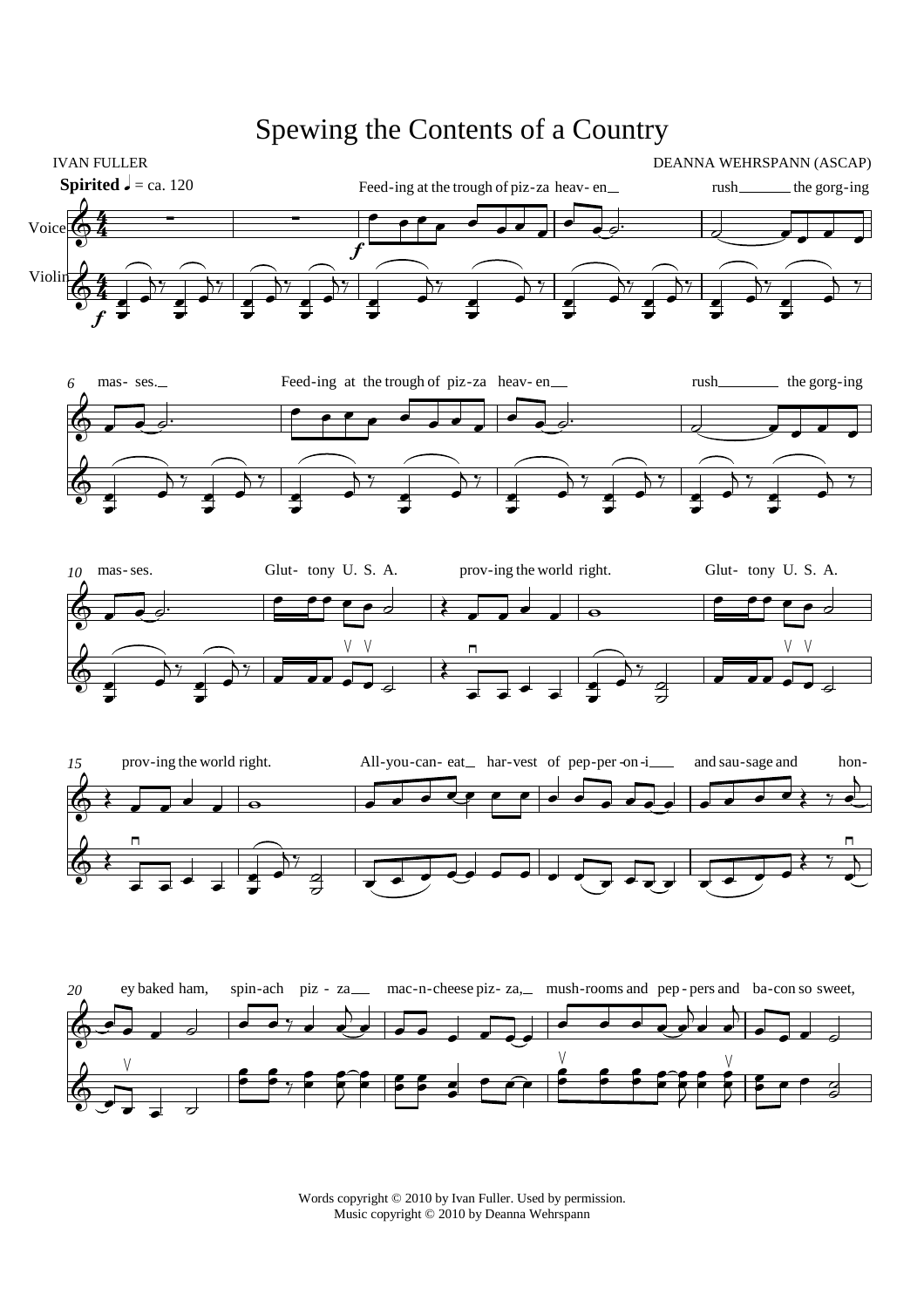# Spewing the Contents of a Country

IVAN FULLER

DEANNA WEHRSPANN (ASCAP)

**Spirited** ♩ = ca. 120

Feed-ing at the trough of piz-za heav-en rush the gorg-ing mas-ses. Feed-ing at the trough of piz-za heav-en rush the gorg-ing mas-ses. Glut-tony U. S. A. prov-ing the world right. Glut-tony U. S. A. prov-ing the world right. All-you-can-eat har-vest of pep-per-on-i and sau-sage and hon-ey baked ham, spin-ach piz-za mac-n-cheese piz-za, mush-rooms and pep-pers and ba-con so sweet,

Words copyright © 2010 by Ivan Fuller. Used by permission.
Music copyright © 2010 by Deanna Wehrspann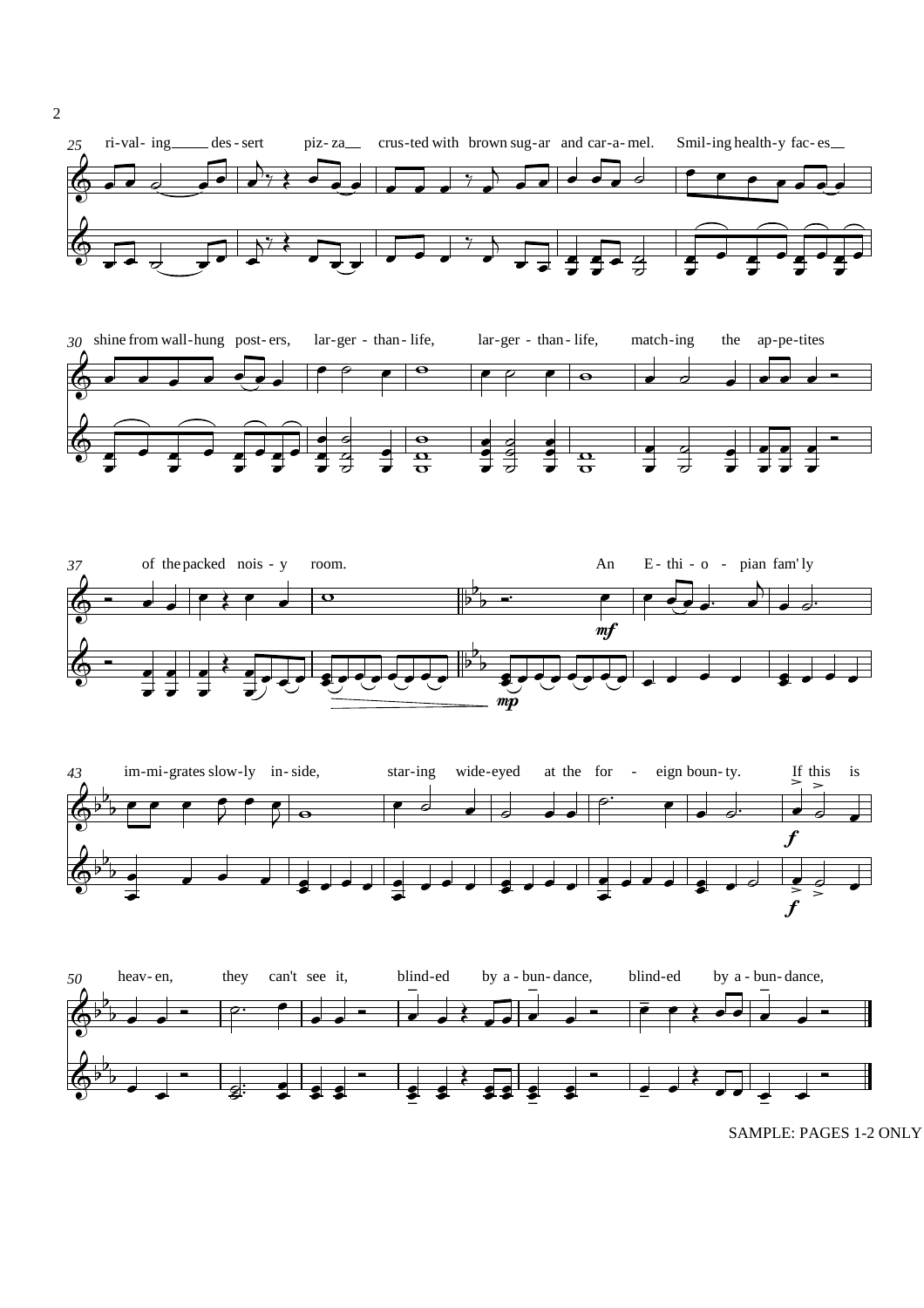25 ri-val- ing des - sert piz- za crus-ted with brown sug-ar and car-a- mel. Smil-ing health-y fac- es

30 shine from wall-hung post- ers, lar-ger - than - life, lar-ger - than - life, match-ing the ap-pe-tites

37 of the packed nois - y room. An E - thi - o - pian fam' ly

*mf*

*mp*

43 im-mi-grates slow-ly in- side, star-ing wide-eyed at the for - eign boun- ty. If this is

*f*

*f*

50 heav- en, they can't see it, blind-ed by a - bun- dance, blind-ed by a - bun- dance,

SAMPLE: PAGES 1-2 ONLY